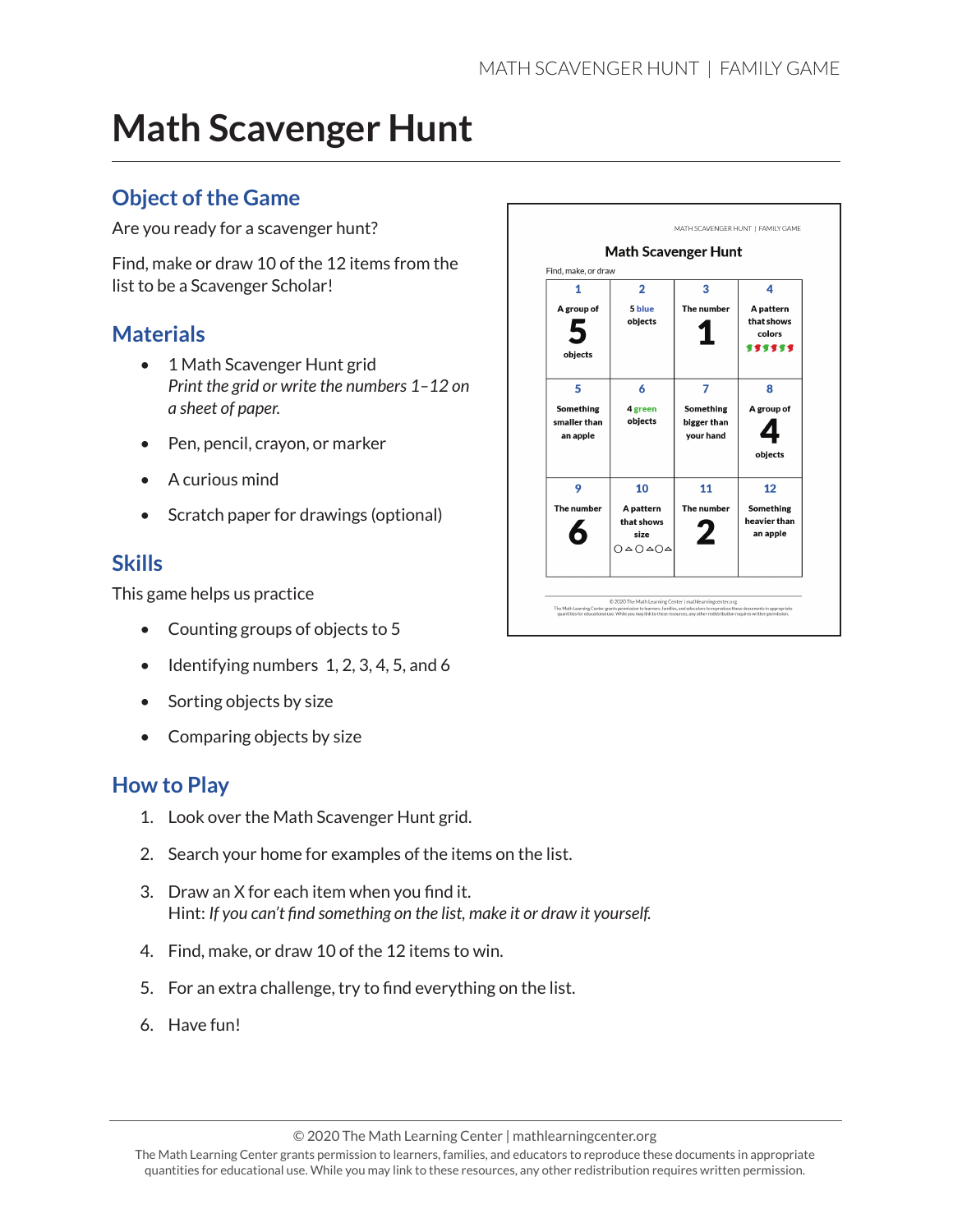# Math Scavenger Hunt

## Object of the Game

Are you ready for a scavenger hunt?

Find, make or draw 10 of the 12 items from the list to be a Scavenger Scholar!

## Materials

- 1 Math Scavenger Hunt grid
  *Print the grid or write the numbers 1–12 on a sheet of paper.*
- Pen, pencil, crayon, or marker
- A curious mind
- Scratch paper for drawings (optional)

## Skills

This game helps us practice

- Counting groups of objects to 5
- Identifying numbers 1, 2, 3, 4, 5, and 6
- Sorting objects by size
- Comparing objects by size

## How to Play

1. Look over the Math Scavenger Hunt grid.
2. Search your home for examples of the items on the list.
3. Draw an X for each item when you find it.
   Hint: *If you can't find something on the list, make it or draw it yourself.*
4. Find, make, or draw 10 of the 12 items to win.
5. For an extra challenge, try to find everything on the list.
6. Have fun!

**Math Scavenger Hunt**

Find, make, or draw

| 1 | 2 | 3 | 4 |
|---|---|---|---|
| A group of **5** objects | 5 blue objects | The number **1** | A pattern that shows colors |
| **5** | **6** | **7** | **8** |
| Something smaller than an apple | 4 green objects | Something bigger than your hand | A group of **4** objects |
| **9** | **10** | **11** | **12** |
| The number **6** | A pattern that shows size ○△○△○△ | The number **2** | Something heavier than an apple |

© 2020 The Math Learning Center | mathlearningcenter.org
The Math Learning Center grants permission to learners, families, and educators to reproduce these documents in appropriate quantities for educational use. While you may link to these resources, any other redistribution requires written permission.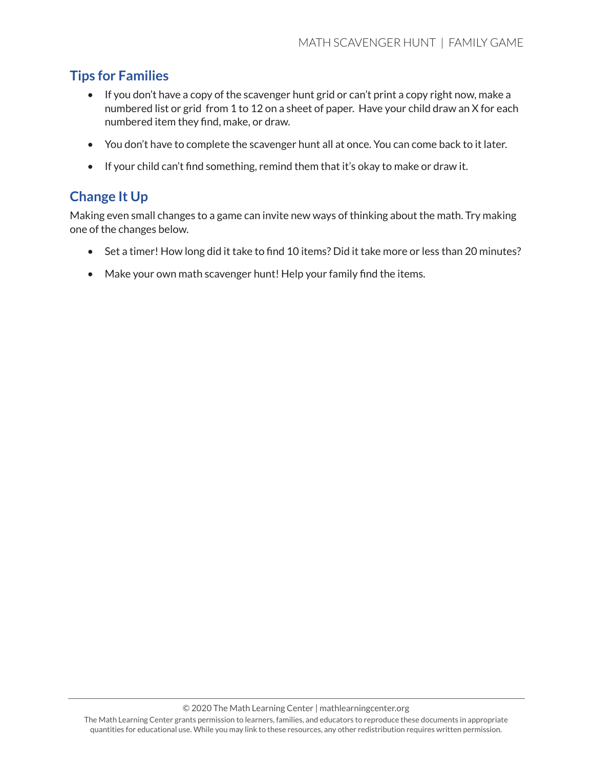## Tips for Families

- If you don't have a copy of the scavenger hunt grid or can't print a copy right now, make a numbered list or grid from 1 to 12 on a sheet of paper. Have your child draw an X for each numbered item they find, make, or draw.
- You don't have to complete the scavenger hunt all at once. You can come back to it later.
- If your child can't find something, remind them that it's okay to make or draw it.

## Change It Up

Making even small changes to a game can invite new ways of thinking about the math. Try making one of the changes below.

- Set a timer! How long did it take to find 10 items? Did it take more or less than 20 minutes?
- Make your own math scavenger hunt! Help your family find the items.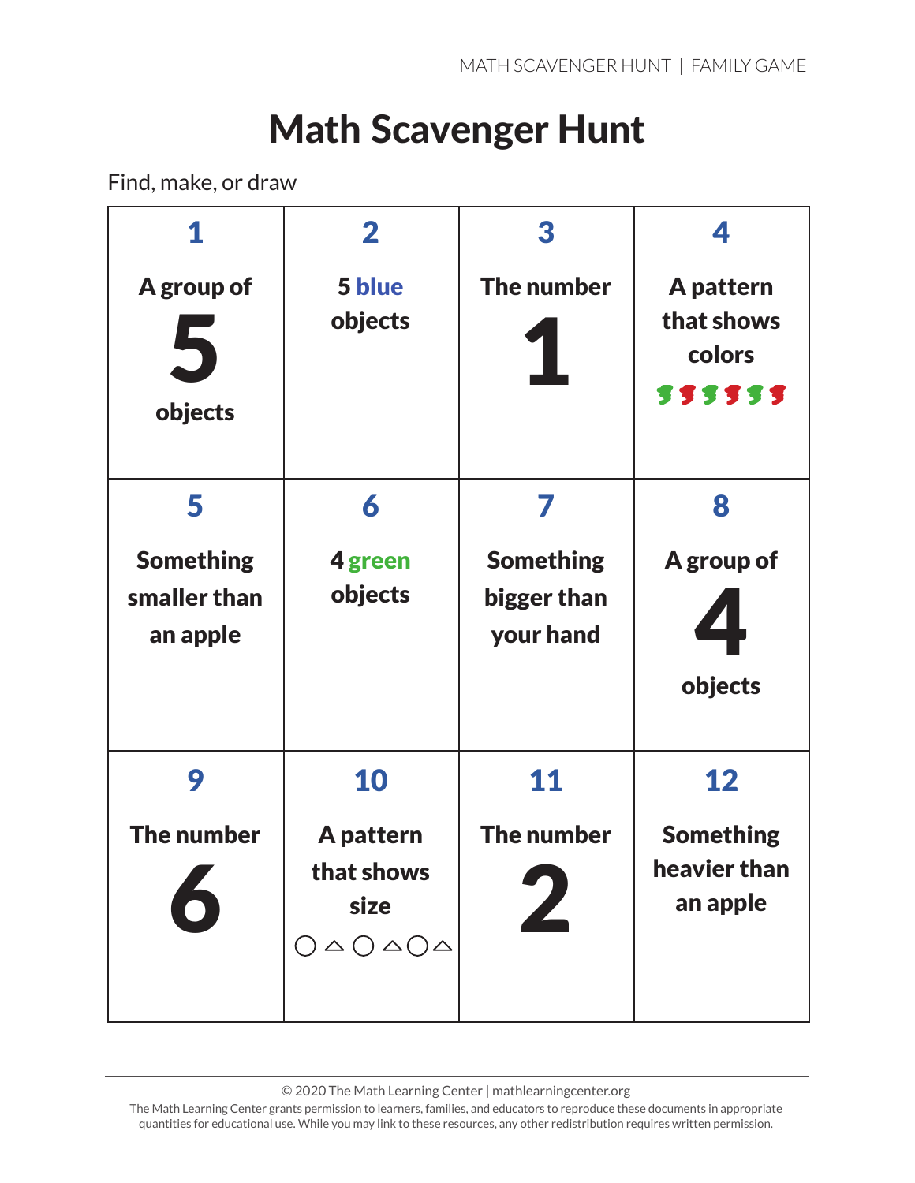# Math Scavenger Hunt

Find, make, or draw

| 1 | 2 | 3 | 4 |
|---|---|---|---|
| A group of **5** objects | 5 blue objects | The number **1** | A pattern that shows colors |
| **5** | **6** | **7** | **8** |
| Something smaller than an apple | 4 green objects | Something bigger than your hand | A group of **4** objects |
| **9** | **10** | **11** | **12** |
| The number **6** | A pattern that shows size ○ △ ○ △ ○ △ | The number **2** | Something heavier than an apple |

© 2020 The Math Learning Center | mathlearningcenter.org

The Math Learning Center grants permission to learners, families, and educators to reproduce these documents in appropriate quantities for educational use. While you may link to these resources, any other redistribution requires written permission.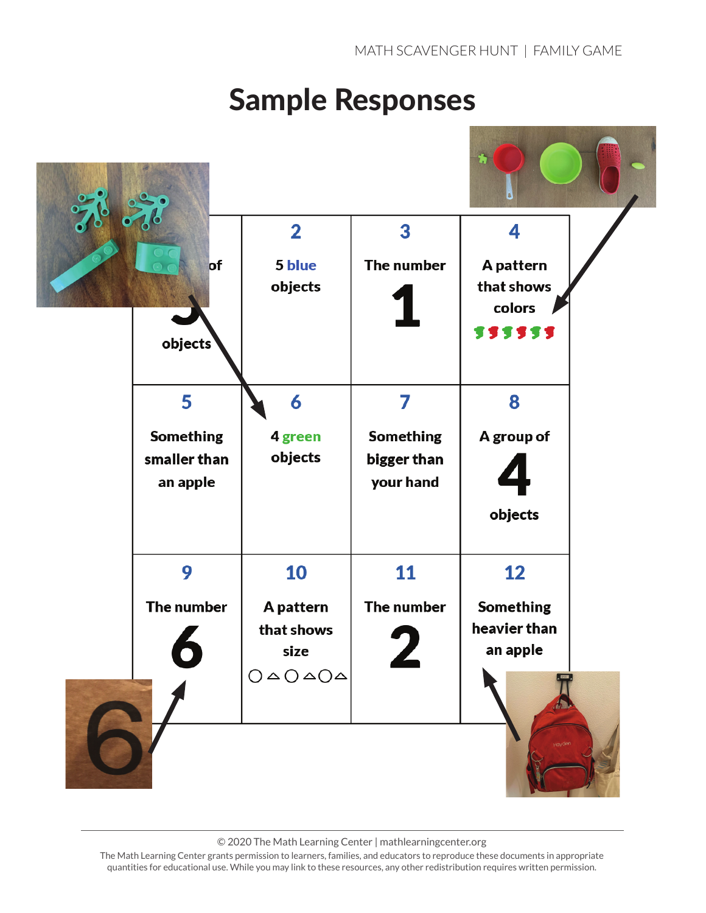# Sample Responses

| | | | |
|---|---|---|---|
| 1<br>A group of<br>3<br>objects | 2<br>5 blue<br>objects | 3<br>The number<br>1 | 4<br>A pattern<br>that shows<br>colors |
| 5<br>Something<br>smaller than<br>an apple | 6<br>4 green<br>objects | 7<br>Something<br>bigger than<br>your hand | 8<br>A group of<br>4<br>objects |
| 9<br>The number<br>6 | 10<br>A pattern<br>that shows<br>size<br>○△○△○△ | 11<br>The number<br>2 | 12<br>Something<br>heavier than<br>an apple |

© 2020 The Math Learning Center | mathlearningcenter.org
The Math Learning Center grants permission to learners, families, and educators to reproduce these documents in appropriate quantities for educational use. While you may link to these resources, any other redistribution requires written permission.